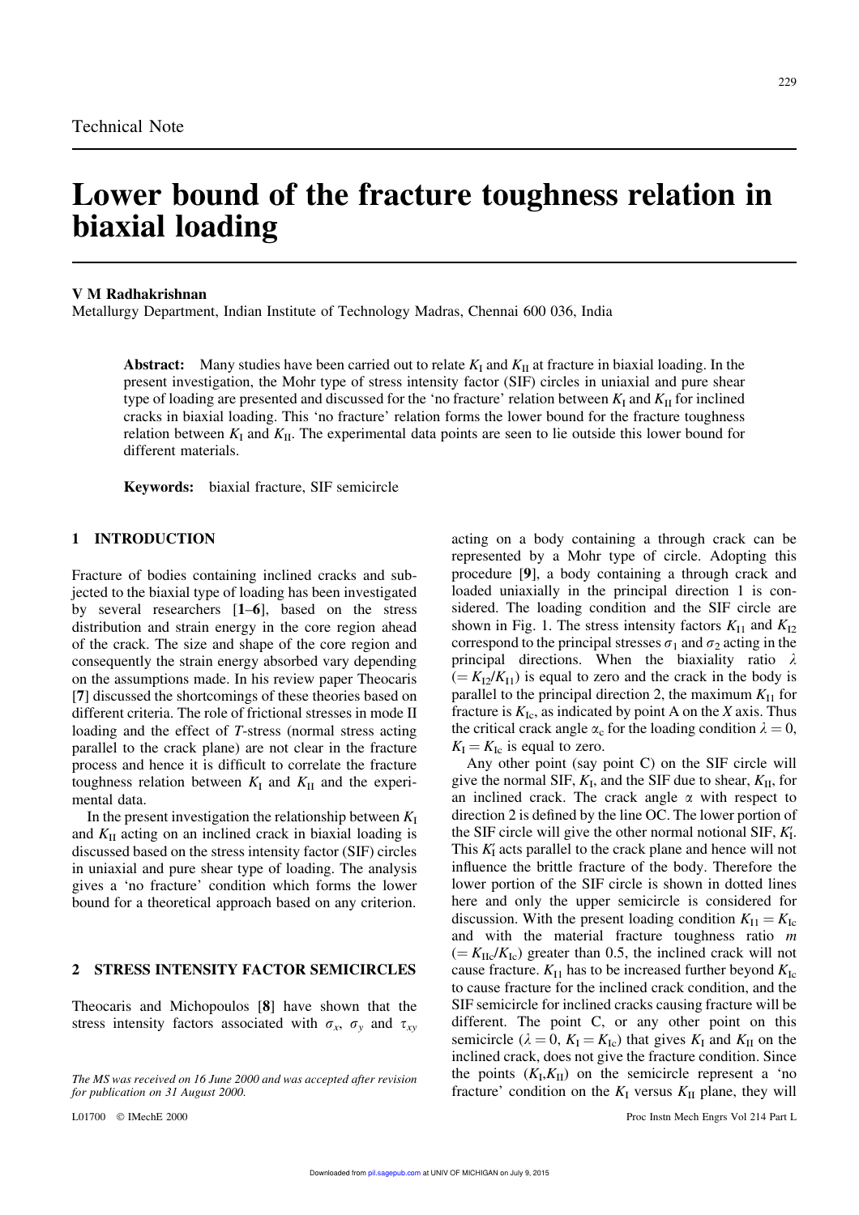Technical Note

# Lower bound of the fracture toughness relation in biaxial loading

**V M Radhakrishnan**
Metallurgy Department, Indian Institute of Technology Madras, Chennai 600 036, India

**Abstract:** Many studies have been carried out to relate $K_I$ and $K_{II}$ at fracture in biaxial loading. In the present investigation, the Mohr type of stress intensity factor (SIF) circles in uniaxial and pure shear type of loading are presented and discussed for the 'no fracture' relation between $K_I$ and $K_{II}$ for inclined cracks in biaxial loading. This 'no fracture' relation forms the lower bound for the fracture toughness relation between $K_I$ and $K_{II}$. The experimental data points are seen to lie outside this lower bound for different materials.

**Keywords:** biaxial fracture, SIF semicircle

## 1 INTRODUCTION

Fracture of bodies containing inclined cracks and subjected to the biaxial type of loading has been investigated by several researchers [**1–6**], based on the stress distribution and strain energy in the core region ahead of the crack. The size and shape of the core region and consequently the strain energy absorbed vary depending on the assumptions made. In his review paper Theocaris [**7**] discussed the shortcomings of these theories based on different criteria. The role of frictional stresses in mode II loading and the effect of *T*-stress (normal stress acting parallel to the crack plane) are not clear in the fracture process and hence it is difficult to correlate the fracture toughness relation between $K_I$ and $K_{II}$ and the experimental data.

In the present investigation the relationship between $K_I$ and $K_{II}$ acting on an inclined crack in biaxial loading is discussed based on the stress intensity factor (SIF) circles in uniaxial and pure shear type of loading. The analysis gives a 'no fracture' condition which forms the lower bound for a theoretical approach based on any criterion.

## 2 STRESS INTENSITY FACTOR SEMICIRCLES

Theocaris and Michopoulos [**8**] have shown that the stress intensity factors associated with $\sigma_x$, $\sigma_y$ and $\tau_{xy}$ acting on a body containing a through crack can be represented by a Mohr type of circle. Adopting this procedure [**9**], a body containing a through crack and loaded uniaxially in the principal direction 1 is considered. The loading condition and the SIF circle are shown in Fig. 1. The stress intensity factors $K_{I1}$ and $K_{I2}$ correspond to the principal stresses $\sigma_1$ and $\sigma_2$ acting in the principal directions. When the biaxiality ratio $\lambda$ $(= K_{I2}/K_{I1})$ is equal to zero and the crack in the body is parallel to the principal direction 2, the maximum $K_{I1}$ for fracture is $K_{Ic}$, as indicated by point A on the *X* axis. Thus the critical crack angle $\alpha_c$ for the loading condition $\lambda = 0$, $K_I = K_{Ic}$ is equal to zero.

Any other point (say point C) on the SIF circle will give the normal SIF, $K_I$, and the SIF due to shear, $K_{II}$, for an inclined crack. The crack angle $\alpha$ with respect to direction 2 is defined by the line OC. The lower portion of the SIF circle will give the other normal notional SIF, $K_I'$. This $K_I'$ acts parallel to the crack plane and hence will not influence the brittle fracture of the body. Therefore the lower portion of the SIF circle is shown in dotted lines here and only the upper semicircle is considered for discussion. With the present loading condition $K_{I1} = K_{Ic}$ and with the material fracture toughness ratio $m$ $(= K_{IIc}/K_{Ic})$ greater than 0.5, the inclined crack will not cause fracture. $K_{I1}$ has to be increased further beyond $K_{Ic}$ to cause fracture for the inclined crack condition, and the SIF semicircle for inclined cracks causing fracture will be different. The point C, or any other point on this semicircle $(\lambda = 0, K_I = K_{Ic})$ that gives $K_I$ and $K_{II}$ on the inclined crack, does not give the fracture condition. Since the points $(K_I, K_{II})$ on the semicircle represent a 'no fracture' condition on the $K_I$ versus $K_{II}$ plane, they will

*The MS was received on 16 June 2000 and was accepted after revision for publication on 31 August 2000.*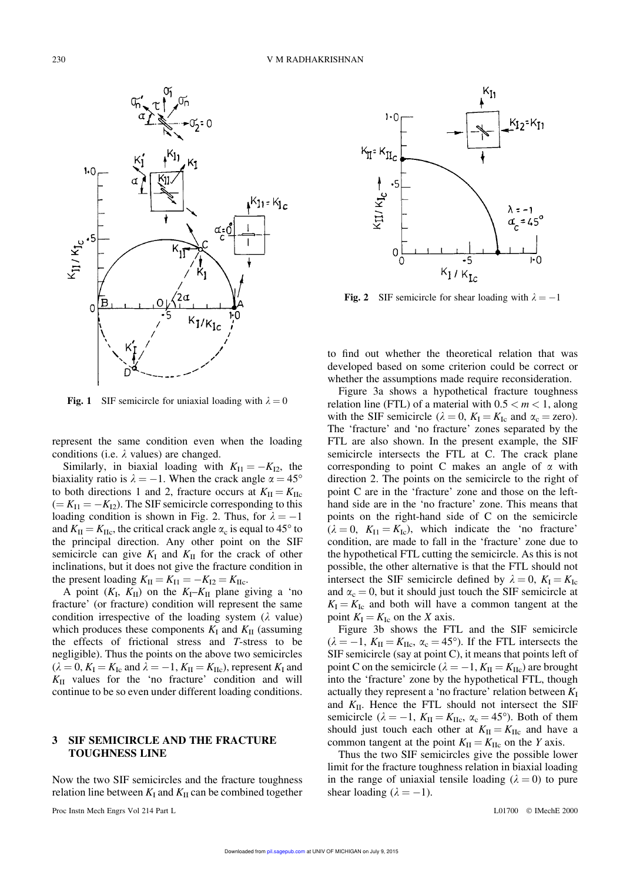Fig. 1 SIF semicircle for uniaxial loading with $\lambda = 0$

Fig. 2 SIF semicircle for shear loading with $\lambda = -1$

represent the same condition even when the loading conditions (i.e. $\lambda$ values) are changed.

Similarly, in biaxial loading with $K_{I1} = -K_{I2}$, the biaxiality ratio is $\lambda = -1$. When the crack angle $\alpha = 45°$ to both directions 1 and 2, fracture occurs at $K_{II} = K_{IIc}$ $(= K_{I1} = -K_{I2})$. The SIF semicircle corresponding to this loading condition is shown in Fig. 2. Thus, for $\lambda = -1$ and $K_{II} = K_{IIc}$, the critical crack angle $\alpha_c$ is equal to 45° to the principal direction. Any other point on the SIF semicircle can give $K_I$ and $K_{II}$ for the crack of other inclinations, but it does not give the fracture condition in the present loading $K_{II} = K_{I1} = -K_{I2} = K_{IIc}$.

A point ($K_I$, $K_{II}$) on the $K_I$–$K_{II}$ plane giving a 'no fracture' (or fracture) condition will represent the same condition irrespective of the loading system ($\lambda$ value) which produces these components $K_I$ and $K_{II}$ (assuming the effects of frictional stress and $T$-stress to be negligible). Thus the points on the above two semicircles ($\lambda = 0$, $K_I = K_{Ic}$ and $\lambda = -1$, $K_{II} = K_{IIc}$), represent $K_I$ and $K_{II}$ values for the 'no fracture' condition and will continue to be so even under different loading conditions.

## 3 SIF SEMICIRCLE AND THE FRACTURE TOUGHNESS LINE

Now the two SIF semicircles and the fracture toughness relation line between $K_I$ and $K_{II}$ can be combined together to find out whether the theoretical relation that was developed based on some criterion could be correct or whether the assumptions made require reconsideration.

Figure 3a shows a hypothetical fracture toughness relation line (FTL) of a material with $0.5 < m < 1$, along with the SIF semicircle ($\lambda = 0$, $K_I = K_{Ic}$ and $\alpha_c =$ zero). The 'fracture' and 'no fracture' zones separated by the FTL are also shown. In the present example, the SIF semicircle intersects the FTL at C. The crack plane corresponding to point C makes an angle of $\alpha$ with direction 2. The points on the semicircle to the right of point C are in the 'fracture' zone and those on the left-hand side are in the 'no fracture' zone. This means that points on the right-hand side of C on the semicircle ($\lambda = 0$, $K_{I1} = K_{Ic}$), which indicate the 'no fracture' condition, are made to fall in the 'fracture' zone due to the hypothetical FTL cutting the semicircle. As this is not possible, the other alternative is that the FTL should not intersect the SIF semicircle defined by $\lambda = 0$, $K_I = K_{Ic}$ and $\alpha_c = 0$, but it should just touch the SIF semicircle at $K_I = K_{Ic}$ and both will have a common tangent at the point $K_I = K_{Ic}$ on the $X$ axis.

Figure 3b shows the FTL and the SIF semicircle ($\lambda = -1$, $K_{II} = K_{IIc}$, $\alpha_c = 45°$). If the FTL intersects the SIF semicircle (say at point C), it means that points left of point C on the semicircle ($\lambda = -1$, $K_{II} = K_{IIc}$) are brought into the 'fracture' zone by the hypothetical FTL, though actually they represent a 'no fracture' relation between $K_I$ and $K_{II}$. Hence the FTL should not intersect the SIF semicircle ($\lambda = -1$, $K_{II} = K_{IIc}$, $\alpha_c = 45°$). Both of them should just touch each other at $K_{II} = K_{IIc}$ and have a common tangent at the point $K_{II} = K_{IIc}$ on the $Y$ axis.

Thus the two SIF semicircles give the possible lower limit for the fracture toughness relation in biaxial loading in the range of uniaxial tensile loading ($\lambda = 0$) to pure shear loading ($\lambda = -1$).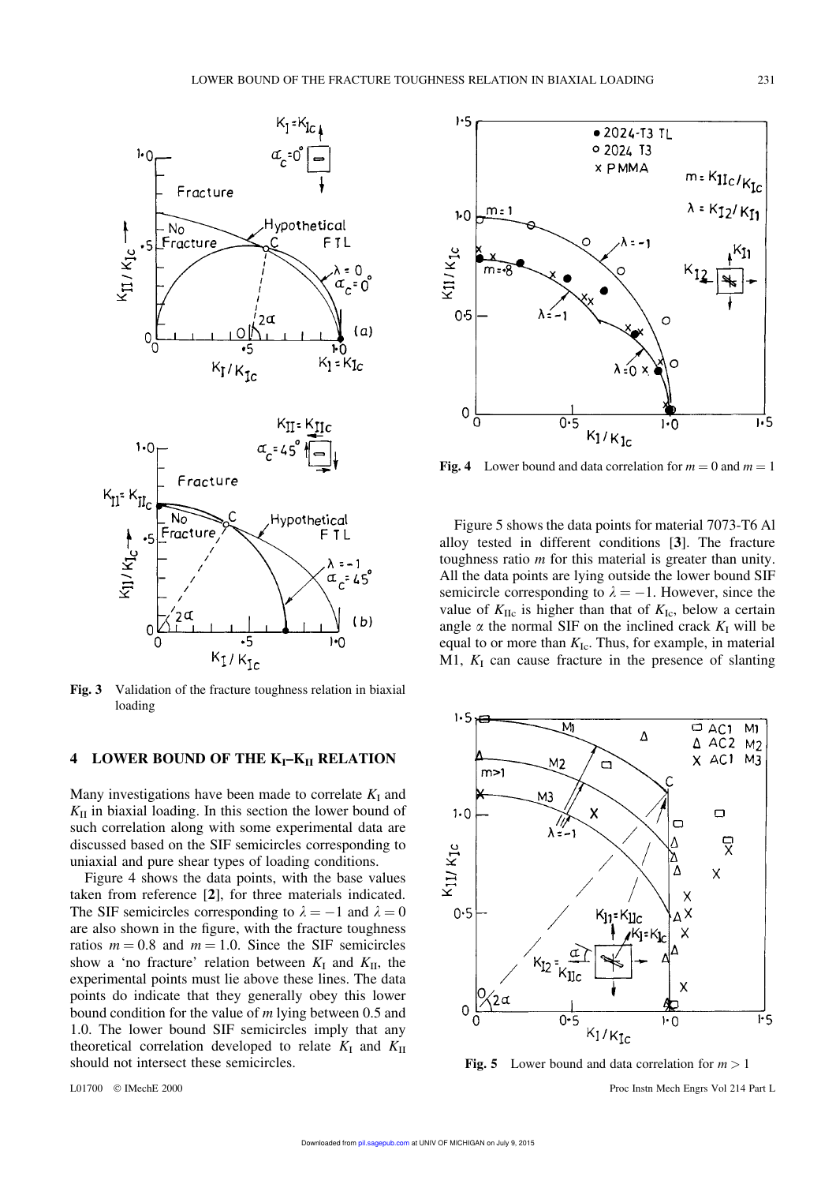**Fig. 3** Validation of the fracture toughness relation in biaxial loading

## 4 LOWER BOUND OF THE $K_I$–$K_{II}$ RELATION

Many investigations have been made to correlate $K_I$ and $K_{II}$ in biaxial loading. In this section the lower bound of such correlation along with some experimental data are discussed based on the SIF semicircles corresponding to uniaxial and pure shear types of loading conditions.

Figure 4 shows the data points, with the base values taken from reference [**2**], for three materials indicated. The SIF semicircles corresponding to $\lambda = -1$ and $\lambda = 0$ are also shown in the figure, with the fracture toughness ratios $m = 0.8$ and $m = 1.0$. Since the SIF semicircles show a 'no fracture' relation between $K_I$ and $K_{II}$, the experimental points must lie above these lines. The data points do indicate that they generally obey this lower bound condition for the value of $m$ lying between 0.5 and 1.0. The lower bound SIF semicircles imply that any theoretical correlation developed to relate $K_I$ and $K_{II}$ should not intersect these semicircles.

**Fig. 4** Lower bound and data correlation for $m = 0$ and $m = 1$

Figure 5 shows the data points for material 7073-T6 Al alloy tested in different conditions [**3**]. The fracture toughness ratio $m$ for this material is greater than unity. All the data points are lying outside the lower bound SIF semicircle corresponding to $\lambda = -1$. However, since the value of $K_{IIc}$ is higher than that of $K_{Ic}$, below a certain angle $\alpha$ the normal SIF on the inclined crack $K_I$ will be equal to or more than $K_{Ic}$. Thus, for example, in material M1, $K_I$ can cause fracture in the presence of slanting

**Fig. 5** Lower bound and data correlation for $m > 1$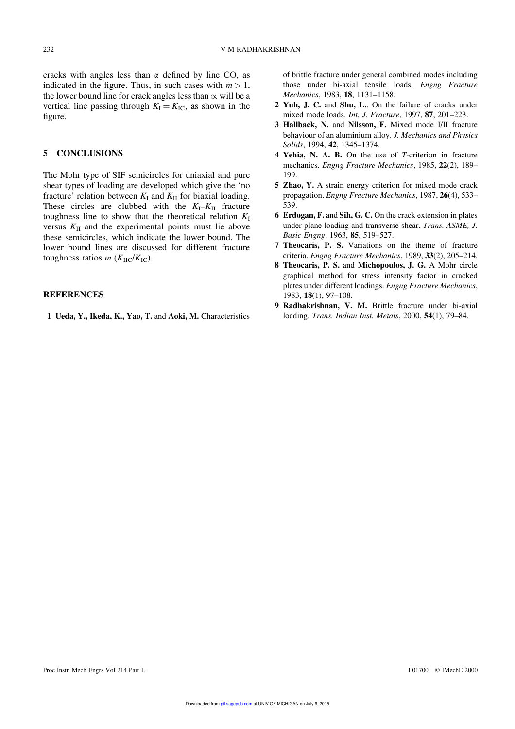cracks with angles less than $\alpha$ defined by line CO, as indicated in the figure. Thus, in such cases with $m > 1$, the lower bound line for crack angles less than $\propto$ will be a vertical line passing through $K_I = K_{IC}$, as shown in the figure.

## 5 CONCLUSIONS

The Mohr type of SIF semicircles for uniaxial and pure shear types of loading are developed which give the 'no fracture' relation between $K_I$ and $K_{II}$ for biaxial loading. These circles are clubbed with the $K_I$–$K_{II}$ fracture toughness line to show that the theoretical relation $K_I$ versus $K_{II}$ and the experimental points must lie above these semicircles, which indicate the lower bound. The lower bound lines are discussed for different fracture toughness ratios $m$ ($K_{IIC}/K_{IC}$).

## REFERENCES

1. **Ueda, Y., Ikeda, K., Yao, T.** and **Aoki, M.** Characteristics of brittle fracture under general combined modes including those under bi-axial tensile loads. *Engng Fracture Mechanics*, 1983, **18**, 1131–1158.
2. **Yuh, J. C.** and **Shu, L.**, On the failure of cracks under mixed mode loads. *Int. J. Fracture*, 1997, **87**, 201–223.
3. **Hallback, N.** and **Nilsson, F.** Mixed mode I/II fracture behaviour of an aluminium alloy. *J. Mechanics and Physics Solids*, 1994, **42**, 1345–1374.
4. **Yehia, N. A. B.** On the use of *T*-criterion in fracture mechanics. *Engng Fracture Mechanics*, 1985, **22**(2), 189–199.
5. **Zhao, Y.** A strain energy criterion for mixed mode crack propagation. *Engng Fracture Mechanics*, 1987, **26**(4), 533–539.
6. **Erdogan, F.** and **Sih, G. C.** On the crack extension in plates under plane loading and transverse shear. *Trans. ASME, J. Basic Engng*, 1963, **85**, 519–527.
7. **Theocaris, P. S.** Variations on the theme of fracture criteria. *Engng Fracture Mechanics*, 1989, **33**(2), 205–214.
8. **Theocaris, P. S.** and **Michopoulos, J. G.** A Mohr circle graphical method for stress intensity factor in cracked plates under different loadings. *Engng Fracture Mechanics*, 1983, **18**(1), 97–108.
9. **Radhakrishnan, V. M.** Brittle fracture under bi-axial loading. *Trans. Indian Inst. Metals*, 2000, **54**(1), 79–84.